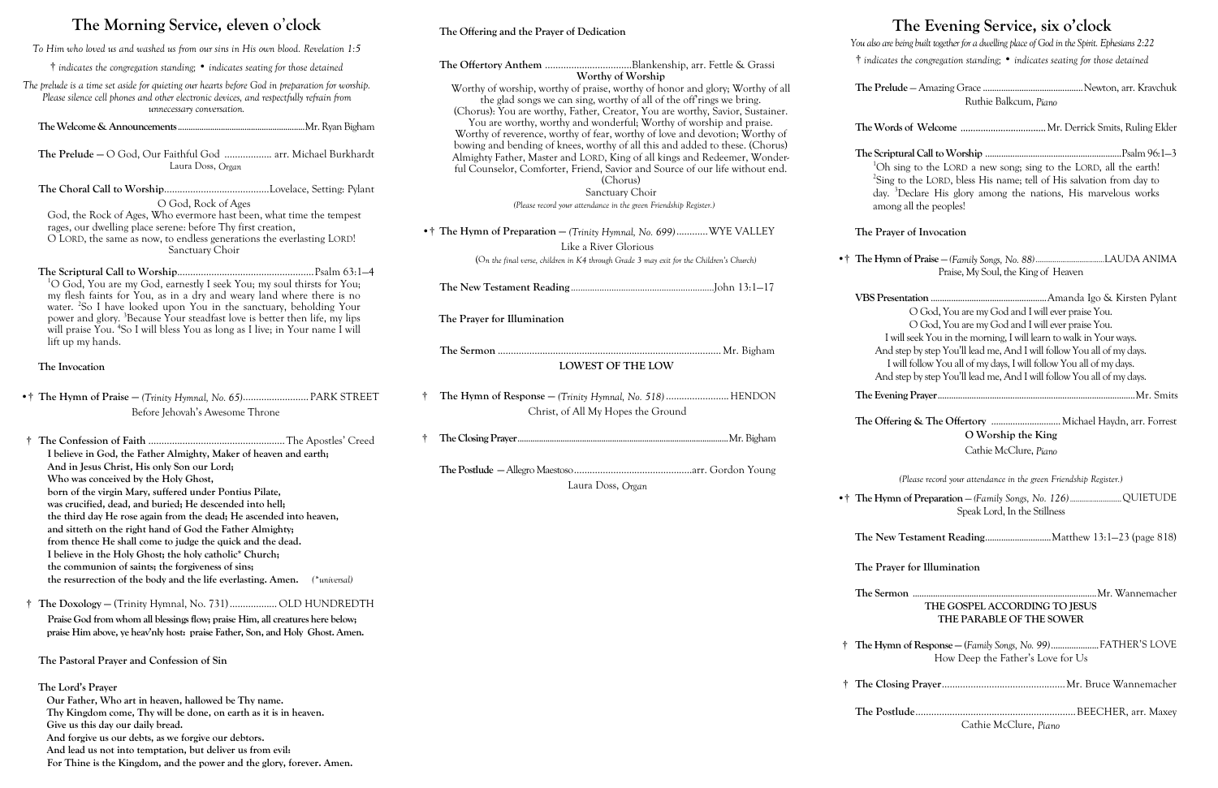# The Morning Service, eleven o'clock

*To Him who loved us and washed us from our sins in His own blood. Revelation 1:5*

*† indicates the congregation standing; • indicates seating for those detained*

*The prelude is a time set aside for quieting our hearts before God in preparation for worship. Please silence cell phones and other electronic devices, and respectfully refrain from unnecessary conversation.*

**The Welcome & Announcements**..........Mr. Ryan Bigham

**The Prelude** — O God, Our Faithful God .......... arr. Michael Burkhardt
Laura Doss, *Organ*

**The Choral Call to Worship**..........Lovelace, Setting: Pylant

O God, Rock of Ages

God, the Rock of Ages, Who evermore hast been, what time the tempest rages, our dwelling place serene: before Thy first creation, O LORD, the same as now, to endless generations the everlasting LORD!

Sanctuary Choir

**The Scriptural Call to Worship**..........Psalm 63:1–4

[1]O God, You are my God, earnestly I seek You; my soul thirsts for You; my flesh faints for You, as in a dry and weary land where there is no water. [2]So I have looked upon You in the sanctuary, beholding Your power and glory. [3]Because Your steadfast love is better then life, my lips will praise You. [4]So I will bless You as long as I live; in Your name I will lift up my hands.

**The Invocation**

•† **The Hymn of Praise** — *(Trinity Hymnal, No. 65)*..........PARK STREET
Before Jehovah's Awesome Throne

† **The Confession of Faith**..........The Apostles' Creed

**I believe in God, the Father Almighty, Maker of heaven and earth;**
**And in Jesus Christ, His only Son our Lord;**
**Who was conceived by the Holy Ghost,**
**born of the virgin Mary, suffered under Pontius Pilate,**
**was crucified, dead, and buried; He descended into hell;**
**the third day He rose again from the dead; He ascended into heaven,**
**and sitteth on the right hand of God the Father Almighty;**
**from thence He shall come to judge the quick and the dead.**
**I believe in the Holy Ghost; the holy catholic\* Church;**
**the communion of saints; the forgiveness of sins;**
**the resurrection of the body and the life everlasting. Amen.** *(\*universal)*

† **The Doxology** — (Trinity Hymnal, No. 731)..........OLD HUNDREDTH

**Praise God from whom all blessings flow; praise Him, all creatures here below; praise Him above, ye heav'nly host: praise Father, Son, and Holy Ghost. Amen.**

**The Pastoral Prayer and Confession of Sin**

**The Lord's Prayer**

**Our Father, Who art in heaven, hallowed be Thy name.**
**Thy Kingdom come, Thy will be done, on earth as it is in heaven.**
**Give us this day our daily bread.**
**And forgive us our debts, as we forgive our debtors.**
**And lead us not into temptation, but deliver us from evil:**
**For Thine is the Kingdom, and the power and the glory, forever. Amen.**

**The Offering and the Prayer of Dedication**

**The Offertory Anthem**..........Blankenship, arr. Fettle & Grassi

**Worthy of Worship**

Worthy of worship, worthy of praise, worthy of honor and glory; Worthy of all the glad songs we can sing, worthy of all of the off'rings we bring. (Chorus): You are worthy, Father, Creator, You are worthy, Savior, Sustainer. You are worthy, worthy and wonderful; Worthy of worship and praise. Worthy of reverence, worthy of fear, worthy of love and devotion; Worthy of bowing and bending of knees, worthy of all this and added to these. (Chorus) Almighty Father, Master and LORD, King of all kings and Redeemer, Wonderful Counselor, Comforter, Friend, Savior and Source of our life without end. (Chorus)

Sanctuary Choir

*(Please record your attendance in the green Friendship Register.)*

•† **The Hymn of Preparation** — *(Trinity Hymnal, No. 699)*..........WYE VALLEY
Like a River Glorious
*(On the final verse, children in K4 through Grade 3 may exit for the Children's Church)*

**The New Testament Reading**..........John 13:1–17

**The Prayer for Illumination**

**The Sermon**..........Mr. Bigham

**LOWEST OF THE LOW**

† **The Hymn of Response** — *(Trinity Hymnal, No. 518)*..........HENDON
Christ, of All My Hopes the Ground

† **The Closing Prayer**..........Mr. Bigham

**The Postlude** — Allegro Maestoso..........arr. Gordon Young
Laura Doss, *Organ*

# The Evening Service, six o'clock

*You also are being built together for a dwelling place of God in the Spirit. Ephesians 2:22*

*† indicates the congregation standing; • indicates seating for those detained*

**The Prelude** — Amazing Grace..........Newton, arr. Kravchuk
Ruthie Balkcum, *Piano*

**The Words of Welcome**..........Mr. Derrick Smits, Ruling Elder

**The Scriptural Call to Worship**..........Psalm 96:1–3

[1]Oh sing to the LORD a new song; sing to the LORD, all the earth! [2]Sing to the LORD, bless His name; tell of His salvation from day to day. [3]Declare His glory among the nations, His marvelous works among all the peoples!

**The Prayer of Invocation**

•† **The Hymn of Praise** — *(Family Songs, No. 88)*..........LAUDA ANIMA
Praise, My Soul, the King of Heaven

**VBS Presentation**..........Amanda Igo & Kirsten Pylant

O God, You are my God and I will ever praise You.
O God, You are my God and I will ever praise You.
I will seek You in the morning, I will learn to walk in Your ways.
And step by step You'll lead me, And I will follow You all of my days.
I will follow You all of my days, I will follow You all of my days.
And step by step You'll lead me, And I will follow You all of my days.

**The Evening Prayer**..........Mr. Smits

**The Offering & The Offertory**..........Michael Haydn, arr. Forrest

**O Worship the King**

Cathie McClure, *Piano*

*(Please record your attendance in the green Friendship Register.)*

•† **The Hymn of Preparation** — *(Family Songs, No. 126)*..........QUIETUDE
Speak Lord, In the Stillness

**The New Testament Reading**..........Matthew 13:1–23 (page 818)

**The Prayer for Illumination**

**The Sermon**..........Mr. Wannemacher

**THE GOSPEL ACCORDING TO JESUS**
**THE PARABLE OF THE SOWER**

† **The Hymn of Response** — *(Family Songs, No. 99)*..........FATHER'S LOVE
How Deep the Father's Love for Us

† **The Closing Prayer**..........Mr. Bruce Wannemacher

**The Postlude**..........BEECHER, arr. Maxey
Cathie McClure, *Piano*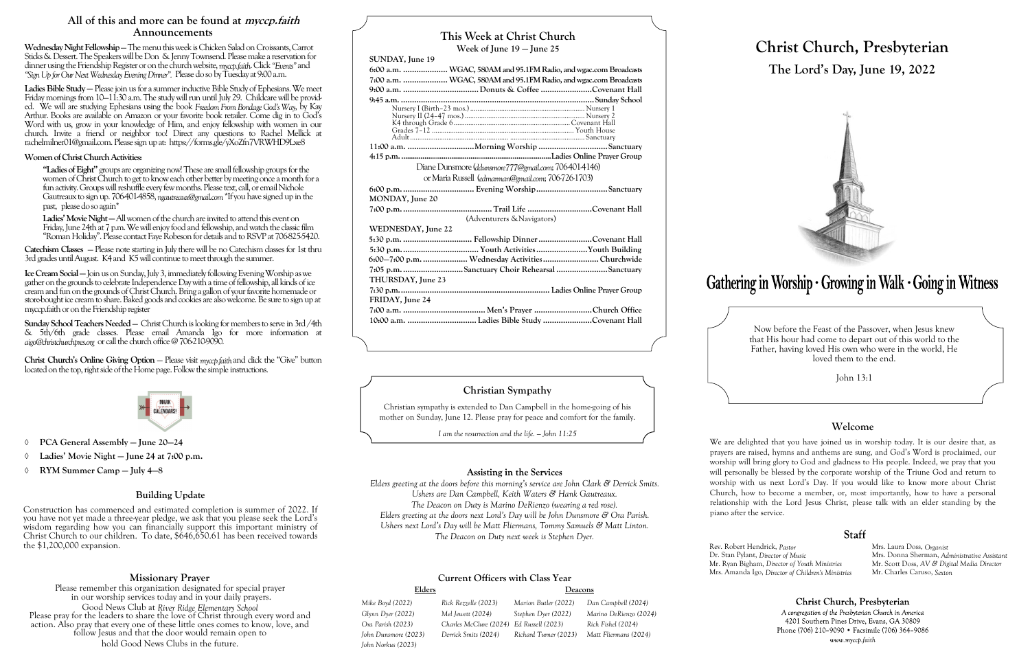## All of this and more can be found at *myccp.faith*

## Announcements

**Wednesday Night Fellowship** — The menu this week is Chicken Salad on Croissants, Carrot Sticks & Dessert. The Speakers will be Don & Jenny Townsend. Please make a reservation for dinner using the Friendship Register or on the church website, *myccp.faith*. Click *"Events"* and *"Sign Up for Our Next Wednesday Evening Dinner"*. Please do so by Tuesday at 9:00 a.m.

**Ladies Bible Study** — Please join us for a summer inductive Bible Study of Ephesians. We meet Friday mornings from 10—11:30 a.m. The study will run until July 29. Childcare will be provided. We will are studying Ephesians using the book *Freedom From Bondage God's Way*, by Kay Arthur. Books are available on Amazon or your favorite book retailer. Come dig in to God's Word with us, grow in your knowledge of Him, and enjoy fellowship with women in our church. Invite a friend or neighbor too! Direct any questions to Rachel Mellick at rachelmilner01@gmail.com. Please sign up at: https://forms.gle/yXoZfn7VRWHD9Lxe8

**Women of Christ Church Activities:**

**"Ladies of Eight"** groups are organizing now! These are small fellowship groups for the women of Christ Church to get to know each other better by meeting once a month for a fun activity. Groups will reshuffle every few months. Please text, call, or email Nichole Gautreaux to sign up. 706-401-4858, *ngautreaux@gmail.com* *If you have signed up in the past, please do so again*

**Ladies' Movie Night** — All women of the church are invited to attend this event on Friday, June 24th at 7 p.m. We will enjoy food and fellowship, and watch the classic film "Roman Holiday". Please contact Faye Robeson for details and to RSVP at 706-825-5420.

**Catechism Classes** — Please note starting in July there will be no Catechism classes for 1st thru 3rd grades until August. K4 and K5 will continue to meet through the summer.

**Ice Cream Social** — Join us on Sunday, July 3, immediately following Evening Worship as we gather on the grounds to celebrate Independence Day with a time of fellowship, all kinds of ice cream and fun on the grounds of Christ Church. Bring a gallon of your favorite homemade or store-bought ice cream to share. Baked goods and cookies are also welcome. Be sure to sign up at myccp.faith or on the Friendship register

**Sunday School Teachers Needed** — Christ Church is looking for members to serve in 3rd/4th & 5th/6th grade classes. Please email Amanda Igo for more information at *aigo@christchurchpres.org* or call the church office @ 706-210-9090.

**Christ Church's Online Giving Option** — Please visit *myccp.faith* and click the "Give" button located on the top, right side of the Home page. Follow the simple instructions.

MARK YOUR CALENDARS!

- **PCA General Assembly — June 20—24**
- **Ladies' Movie Night — June 24 at 7:00 p.m.**
- **RYM Summer Camp — July 4—8**

### Building Update

Construction has commenced and estimated completion is summer of 2022. If you have not yet made a three-year pledge, we ask that you please seek the Lord's wisdom regarding how you can financially support this important ministry of Christ Church to our children. To date, $646,650.61 has been received towards the $1,200,000 expansion.

### Missionary Prayer

Please remember this organization designated for special prayer in our worship services today and in your daily prayers.

Good News Club at *River Ridge Elementary School*

Please pray for the leaders to share the love of Christ through every word and action. Also pray that every one of these little ones comes to know, love, and follow Jesus and that the door would remain open to hold Good News Clubs in the future.

## This Week at Christ Church

Week of June 19 — June 25

**SUNDAY, June 19**

| | | |
|---|---|---|
| 6:00 a.m. | WGAC, 580AM and 95.1FM Radio, and wgac.com Broadcasts | |
| 7:00 a.m. | WGAC, 580AM and 95.1FM Radio, and wgac.com Broadcasts | |
| 9:00 a.m. | Donuts & Coffee | Covenant Hall |
| 9:45 a.m. | | Sunday School |
| | Nursery I (Birth–23 mos.) | Nursery 1 |
| | Nursery II (24–47 mos.) | Nursery 2 |
| | K4 through Grade 6 | Covenant Hall |
| | Grades 7–12 | Youth House |
| | Adult | Sanctuary |
| 11:00 a.m. | Morning Worship | Sanctuary |
| 4:15 p.m. | | Ladies Online Prayer Group |

Diane Dunsmore (*ddunsmore777@gmail.com*; 706-401-4146) or Maria Russell (*edmarman@gmail.com*; 706-726-1703)

| | | |
|---|---|---|
| 6:00 p.m. | Evening Worship | Sanctuary |

**MONDAY, June 20**

| | | |
|---|---|---|
| 7:00 p.m. | Trail Life (Adventurers & Navigators) | Covenant Hall |

**WEDNESDAY, June 22**

| | | |
|---|---|---|
| 5:30 p.m. | Fellowship Dinner | Covenant Hall |
| 5:30 p.m. | Youth Activities | Youth Building |
| 6:00—7:00 p.m. | Wednesday Activities | Churchwide |
| 7:05 p.m. | Sanctuary Choir Rehearsal | Sanctuary |

**THURSDAY, June 23**

| | | |
|---|---|---|
| 7:30 p.m. | | Ladies Online Prayer Group |

**FRIDAY, June 24**

| | | |
|---|---|---|
| 7:00 a.m. | Men's Prayer | Church Office |
| 10:00 a.m. | Ladies Bible Study | Covenant Hall |

### Christian Sympathy

Christian sympathy is extended to Dan Campbell in the home-going of his mother on Sunday, June 12. Please pray for peace and comfort for the family.

*I am the resurrection and the life. – John 11:25*

### Assisting in the Services

*Elders greeting at the doors before this morning's service are John Clark & Derrick Smits.*
*Ushers are Dan Campbell, Keith Waters & Hank Gautreaux.*
*The Deacon on Duty is Marino DeRienzo (wearing a red rose).*
*Elders greeting at the doors next Lord's Day will be John Dunsmore & Ora Parish.*
*Ushers next Lord's Day will be Matt Fliermans, Tommy Samuels & Matt Linton.*
*The Deacon on Duty next week is Stephen Dyer.*

### Current Officers with Class Year

| Elders | | Deacons | |
|---|---|---|---|
| *Mike Boyd (2022)* | *Rick Rezzelle (2023)* | *Marion Butler (2022)* | *Dan Campbell (2024)* |
| *Glynn Dyer (2022)* | *Mel Jewett (2024)* | *Stephen Dyer (2022)* | *Marino DeRienzo (2024)* |
| *Ora Parish (2023)* | *Charles McClure (2024)* | *Ed Russell (2023)* | *Rich Fishel (2024)* |
| *John Dunsmore (2023)* | *Derrick Smits (2024)* | *Richard Turner (2023)* | *Matt Fliermans (2024)* |
| *John Norkus (2023)* | | | |

# Christ Church, Presbyterian

## The Lord's Day, June 19, 2022

**Gathering in Worship · Growing in Walk · Going in Witness**

Now before the Feast of the Passover, when Jesus knew that His hour had come to depart out of this world to the Father, having loved His own who were in the world, He loved them to the end.

John 13:1

### Welcome

We are delighted that you have joined us in worship today. It is our desire that, as prayers are raised, hymns and anthems are sung, and God's Word is proclaimed, our worship will bring glory to God and gladness to His people. Indeed, we pray that you will personally be blessed by the corporate worship of the Triune God and return to worship with us next Lord's Day. If you would like to know more about Christ Church, how to become a member, or, most importantly, how to have a personal relationship with the Lord Jesus Christ, please talk with an elder standing by the piano after the service.

### Staff

Rev. Robert Hendrick, *Pastor*
Dr. Stan Pylant, *Director of Music*
Mr. Ryan Bigham, *Director of Youth Ministries*
Mrs. Amanda Igo, *Director of Children's Ministries*
Mrs. Laura Doss, *Organist*
Mrs. Donna Sherman, *Administrative Assistant*
Mr. Scott Doss, *AV & Digital Media Director*
Mr. Charles Caruso, *Sexton*

**Christ Church, Presbyterian**
*A congregation of the Presbyterian Church in America*
4201 Southern Pines Drive, Evans, GA 30809
Phone (706) 210-9090 • Facsimile (706) 364-9086
*www.myccp.faith*